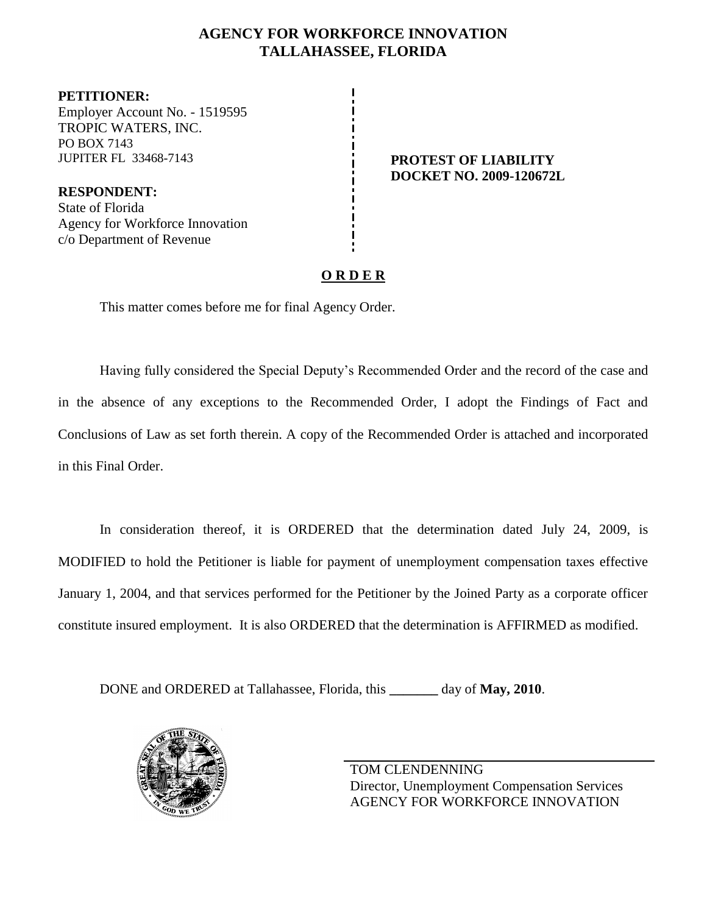**AGENCY FOR WORKFORCE INNOVATION**
**TALLAHASSEE, FLORIDA**

**PETITIONER:**
Employer Account No. - 1519595
TROPIC WATERS, INC.
PO BOX 7143
JUPITER FL 33468-7143

**RESPONDENT:**
State of Florida
Agency for Workforce Innovation
c/o Department of Revenue

**PROTEST OF LIABILITY**
**DOCKET NO. 2009-120672L**

**O R D E R**

This matter comes before me for final Agency Order.

Having fully considered the Special Deputy's Recommended Order and the record of the case and in the absence of any exceptions to the Recommended Order, I adopt the Findings of Fact and Conclusions of Law as set forth therein. A copy of the Recommended Order is attached and incorporated in this Final Order.

In consideration thereof, it is ORDERED that the determination dated July 24, 2009, is MODIFIED to hold the Petitioner is liable for payment of unemployment compensation taxes effective January 1, 2004, and that services performed for the Petitioner by the Joined Party as a corporate officer constitute insured employment. It is also ORDERED that the determination is AFFIRMED as modified.

DONE and ORDERED at Tallahassee, Florida, this _______ day of **May, 2010**.

TOM CLENDENNING
Director, Unemployment Compensation Services
AGENCY FOR WORKFORCE INNOVATION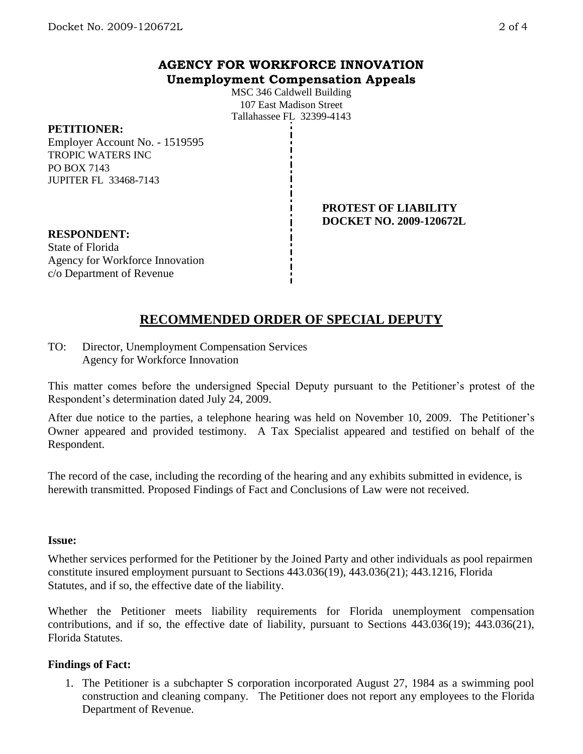**AGENCY FOR WORKFORCE INNOVATION**
**Unemployment Compensation Appeals**

MSC 346 Caldwell Building
107 East Madison Street
Tallahassee FL 32399-4143

**PETITIONER:**
Employer Account No. - 1519595
TROPIC WATERS INC
PO BOX 7143
JUPITER FL 33468-7143

**PROTEST OF LIABILITY**
**DOCKET NO. 2009-120672L**

**RESPONDENT:**
State of Florida
Agency for Workforce Innovation
c/o Department of Revenue

# RECOMMENDED ORDER OF SPECIAL DEPUTY

TO: Director, Unemployment Compensation Services
Agency for Workforce Innovation

This matter comes before the undersigned Special Deputy pursuant to the Petitioner's protest of the Respondent's determination dated July 24, 2009.

After due notice to the parties, a telephone hearing was held on November 10, 2009. The Petitioner's Owner appeared and provided testimony. A Tax Specialist appeared and testified on behalf of the Respondent.

The record of the case, including the recording of the hearing and any exhibits submitted in evidence, is herewith transmitted. Proposed Findings of Fact and Conclusions of Law were not received.

**Issue:**

Whether services performed for the Petitioner by the Joined Party and other individuals as pool repairmen constitute insured employment pursuant to Sections 443.036(19), 443.036(21); 443.1216, Florida Statutes, and if so, the effective date of the liability.

Whether the Petitioner meets liability requirements for Florida unemployment compensation contributions, and if so, the effective date of liability, pursuant to Sections 443.036(19); 443.036(21), Florida Statutes.

**Findings of Fact:**

1. The Petitioner is a subchapter S corporation incorporated August 27, 1984 as a swimming pool construction and cleaning company. The Petitioner does not report any employees to the Florida Department of Revenue.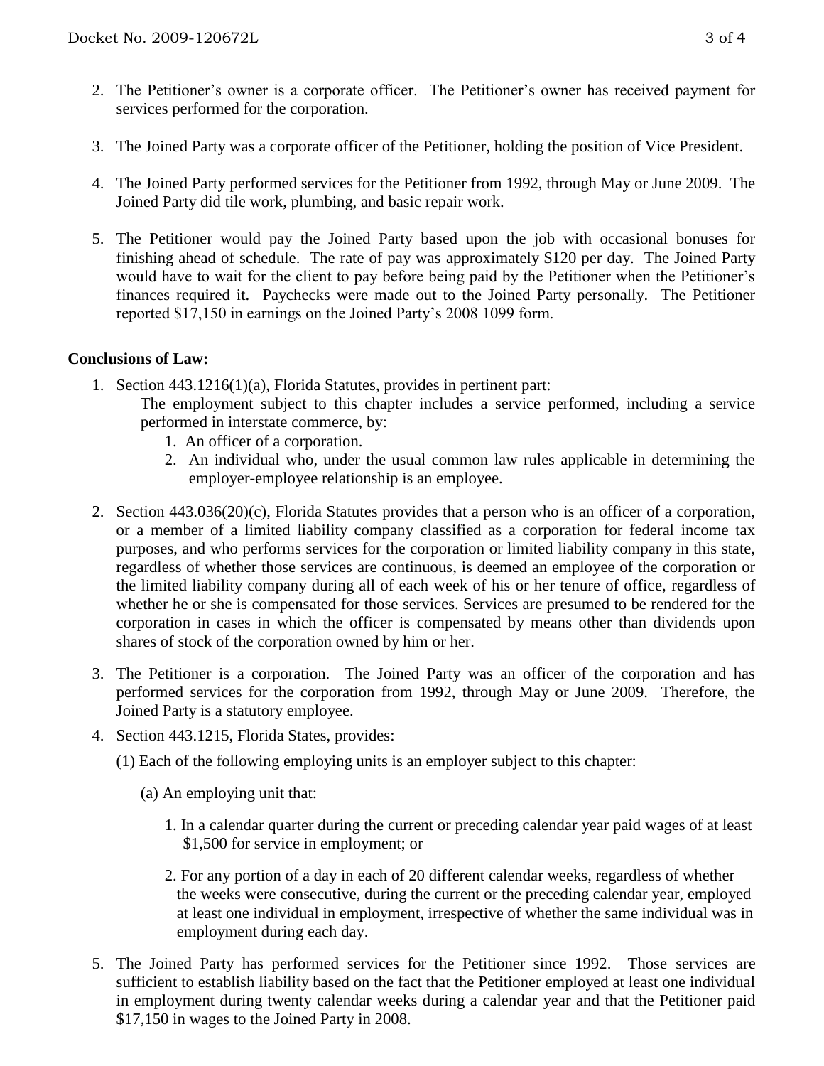2. The Petitioner's owner is a corporate officer. The Petitioner's owner has received payment for services performed for the corporation.

3. The Joined Party was a corporate officer of the Petitioner, holding the position of Vice President.

4. The Joined Party performed services for the Petitioner from 1992, through May or June 2009. The Joined Party did tile work, plumbing, and basic repair work.

5. The Petitioner would pay the Joined Party based upon the job with occasional bonuses for finishing ahead of schedule. The rate of pay was approximately $120 per day. The Joined Party would have to wait for the client to pay before being paid by the Petitioner when the Petitioner's finances required it. Paychecks were made out to the Joined Party personally. The Petitioner reported $17,150 in earnings on the Joined Party's 2008 1099 form.

**Conclusions of Law:**

1. Section 443.1216(1)(a), Florida Statutes, provides in pertinent part:

   The employment subject to this chapter includes a service performed, including a service performed in interstate commerce, by:

   1. An officer of a corporation.
   2. An individual who, under the usual common law rules applicable in determining the employer-employee relationship is an employee.

2. Section 443.036(20)(c), Florida Statutes provides that a person who is an officer of a corporation, or a member of a limited liability company classified as a corporation for federal income tax purposes, and who performs services for the corporation or limited liability company in this state, regardless of whether those services are continuous, is deemed an employee of the corporation or the limited liability company during all of each week of his or her tenure of office, regardless of whether he or she is compensated for those services. Services are presumed to be rendered for the corporation in cases in which the officer is compensated by means other than dividends upon shares of stock of the corporation owned by him or her.

3. The Petitioner is a corporation. The Joined Party was an officer of the corporation and has performed services for the corporation from 1992, through May or June 2009. Therefore, the Joined Party is a statutory employee.

4. Section 443.1215, Florida States, provides:

   (1) Each of the following employing units is an employer subject to this chapter:

   (a) An employing unit that:

   1. In a calendar quarter during the current or preceding calendar year paid wages of at least $1,500 for service in employment; or

   2. For any portion of a day in each of 20 different calendar weeks, regardless of whether the weeks were consecutive, during the current or the preceding calendar year, employed at least one individual in employment, irrespective of whether the same individual was in employment during each day.

5. The Joined Party has performed services for the Petitioner since 1992. Those services are sufficient to establish liability based on the fact that the Petitioner employed at least one individual in employment during twenty calendar weeks during a calendar year and that the Petitioner paid $17,150 in wages to the Joined Party in 2008.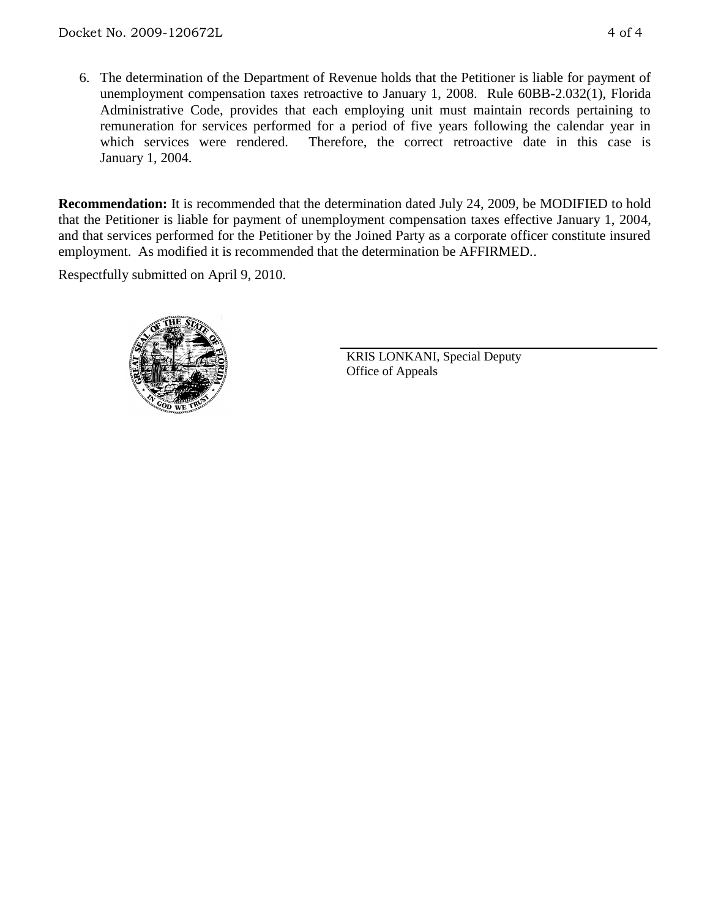6. The determination of the Department of Revenue holds that the Petitioner is liable for payment of unemployment compensation taxes retroactive to January 1, 2008. Rule 60BB-2.032(1), Florida Administrative Code, provides that each employing unit must maintain records pertaining to remuneration for services performed for a period of five years following the calendar year in which services were rendered. Therefore, the correct retroactive date in this case is January 1, 2004.

**Recommendation:** It is recommended that the determination dated July 24, 2009, be MODIFIED to hold that the Petitioner is liable for payment of unemployment compensation taxes effective January 1, 2004, and that services performed for the Petitioner by the Joined Party as a corporate officer constitute insured employment. As modified it is recommended that the determination be AFFIRMED..

Respectfully submitted on April 9, 2010.

KRIS LONKANI, Special Deputy
Office of Appeals